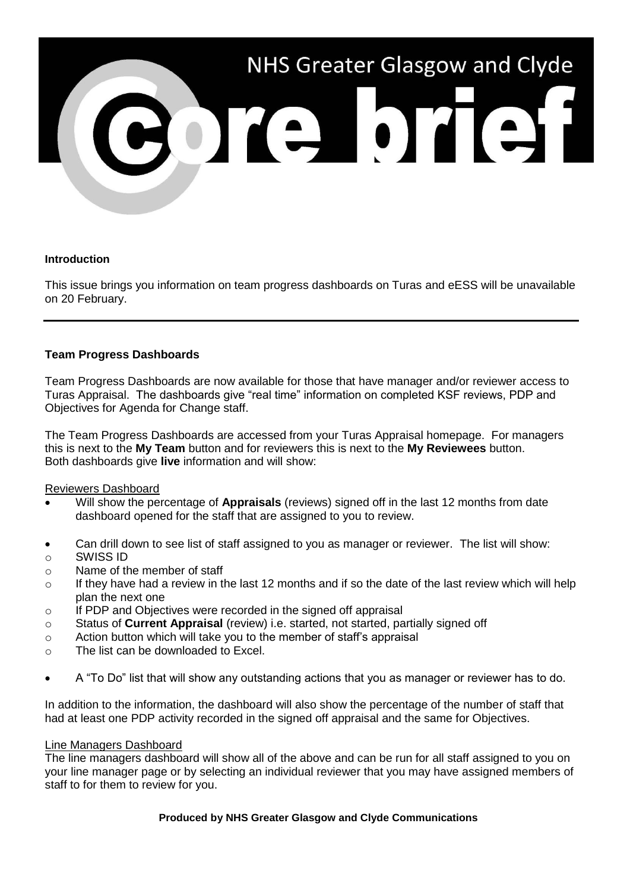# NHS Greater Glasgow and Clyde

# core brief

**Introduction**

This issue brings you information on team progress dashboards on Turas and eESS will be unavailable on 20 February.

---

**Team Progress Dashboards**

Team Progress Dashboards are now available for those that have manager and/or reviewer access to Turas Appraisal. The dashboards give "real time" information on completed KSF reviews, PDP and Objectives for Agenda for Change staff.

The Team Progress Dashboards are accessed from your Turas Appraisal homepage. For managers this is next to the **My Team** button and for reviewers this is next to the **My Reviewees** button. Both dashboards give **live** information and will show:

Reviewers Dashboard

- Will show the percentage of **Appraisals** (reviews) signed off in the last 12 months from date dashboard opened for the staff that are assigned to you to review.
- Can drill down to see list of staff assigned to you as manager or reviewer. The list will show:
  - SWISS ID
  - Name of the member of staff
  - If they have had a review in the last 12 months and if so the date of the last review which will help plan the next one
  - If PDP and Objectives were recorded in the signed off appraisal
  - Status of **Current Appraisal** (review) i.e. started, not started, partially signed off
  - Action button which will take you to the member of staff's appraisal
  - The list can be downloaded to Excel.
- A "To Do" list that will show any outstanding actions that you as manager or reviewer has to do.

In addition to the information, the dashboard will also show the percentage of the number of staff that had at least one PDP activity recorded in the signed off appraisal and the same for Objectives.

Line Managers Dashboard

The line managers dashboard will show all of the above and can be run for all staff assigned to you on your line manager page or by selecting an individual reviewer that you may have assigned members of staff to for them to review for you.

**Produced by NHS Greater Glasgow and Clyde Communications**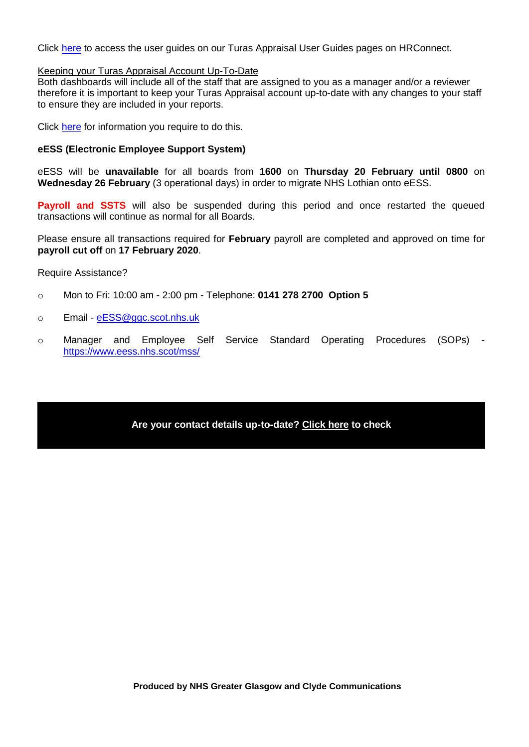Click here to access the user guides on our Turas Appraisal User Guides pages on HRConnect.

Keeping your Turas Appraisal Account Up-To-Date

Both dashboards will include all of the staff that are assigned to you as a manager and/or a reviewer therefore it is important to keep your Turas Appraisal account up-to-date with any changes to your staff to ensure they are included in your reports.

Click here for information you require to do this.

**eESS (Electronic Employee Support System)**

eESS will be **unavailable** for all boards from **1600** on **Thursday 20 February until 0800** on **Wednesday 26 February** (3 operational days) in order to migrate NHS Lothian onto eESS.

**Payroll and SSTS** will also be suspended during this period and once restarted the queued transactions will continue as normal for all Boards.

Please ensure all transactions required for **February** payroll are completed and approved on time for **payroll cut off** on **17 February 2020**.

Require Assistance?

- Mon to Fri: 10:00 am - 2:00 pm - Telephone: **0141 278 2700 Option 5**
- Email - eESS@ggc.scot.nhs.uk
- Manager and Employee Self Service Standard Operating Procedures (SOPs) - https://www.eess.nhs.scot/mss/

**Are your contact details up-to-date? Click here to check**

**Produced by NHS Greater Glasgow and Clyde Communications**